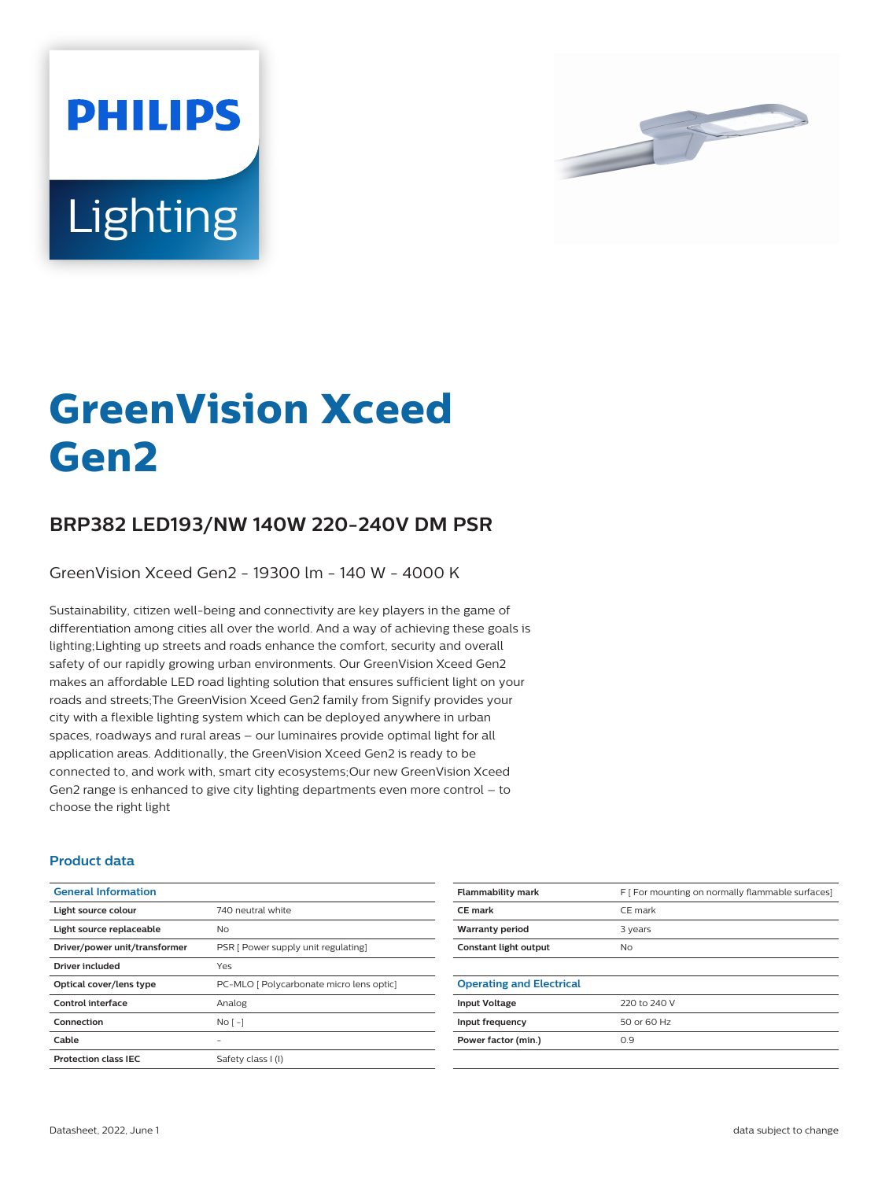# GreenVision Xceed Gen2

## BRP382 LED193/NW 140W 220-240V DM PSR

GreenVision Xceed Gen2 - 19300 lm - 140 W - 4000 K

Sustainability, citizen well-being and connectivity are key players in the game of differentiation among cities all over the world. And a way of achieving these goals is lighting;Lighting up streets and roads enhance the comfort, security and overall safety of our rapidly growing urban environments. Our GreenVision Xceed Gen2 makes an affordable LED road lighting solution that ensures sufficient light on your roads and streets;The GreenVision Xceed Gen2 family from Signify provides your city with a flexible lighting system which can be deployed anywhere in urban spaces, roadways and rural areas – our luminaires provide optimal light for all application areas. Additionally, the GreenVision Xceed Gen2 is ready to be connected to, and work with, smart city ecosystems;Our new GreenVision Xceed Gen2 range is enhanced to give city lighting departments even more control – to choose the right light

### Product data

| General Information | |
|---|---|
| Light source colour | 740 neutral white |
| Light source replaceable | No |
| Driver/power unit/transformer | PSR [ Power supply unit regulating] |
| Driver included | Yes |
| Optical cover/lens type | PC-MLO [ Polycarbonate micro lens optic] |
| Control interface | Analog |
| Connection | No [ -] |
| Cable | - |
| Protection class IEC | Safety class I (I) |
| Flammability mark | F [ For mounting on normally flammable surfaces] |
| CE mark | CE mark |
| Warranty period | 3 years |
| Constant light output | No |

| Operating and Electrical | |
|---|---|
| Input Voltage | 220 to 240 V |
| Input frequency | 50 or 60 Hz |
| Power factor (min.) | 0.9 |

Datasheet, 2022, June 1

data subject to change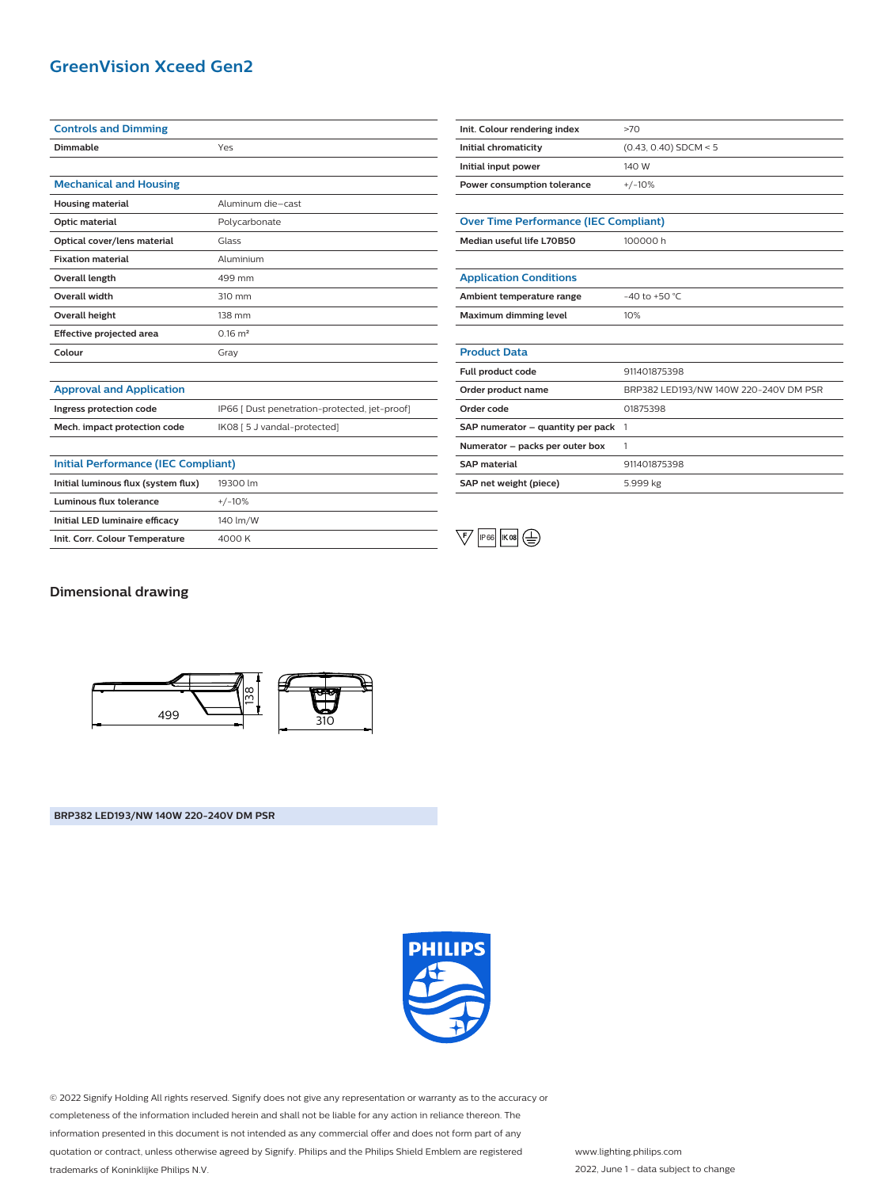# GreenVision Xceed Gen2

## Controls and Dimming

| | |
|---|---|
| Dimmable | Yes |

## Mechanical and Housing

| | |
|---|---|
| Housing material | Aluminum die-cast |
| Optic material | Polycarbonate |
| Optical cover/lens material | Glass |
| Fixation material | Aluminium |
| Overall length | 499 mm |
| Overall width | 310 mm |
| Overall height | 138 mm |
| Effective projected area | 0.16 m² |
| Colour | Gray |

## Approval and Application

| | |
|---|---|
| Ingress protection code | IP66 [ Dust penetration-protected, jet-proof] |
| Mech. impact protection code | IK08 [ 5 J vandal-protected] |

## Initial Performance (IEC Compliant)

| | |
|---|---|
| Initial luminous flux (system flux) | 19300 lm |
| Luminous flux tolerance | +/-10% |
| Initial LED luminaire efficacy | 140 lm/W |
| Init. Corr. Colour Temperature | 4000 K |
| Init. Colour rendering index | >70 |
| Initial chromaticity | (0.43, 0.40) SDCM < 5 |
| Initial input power | 140 W |
| Power consumption tolerance | +/-10% |

## Over Time Performance (IEC Compliant)

| | |
|---|---|
| Median useful life L70B50 | 100000 h |

## Application Conditions

| | |
|---|---|
| Ambient temperature range | -40 to +50 °C |
| Maximum dimming level | 10% |

## Product Data

| | |
|---|---|
| Full product code | 911401875398 |
| Order product name | BRP382 LED193/NW 140W 220-240V DM PSR |
| Order code | 01875398 |
| SAP numerator – quantity per pack | 1 |
| Numerator – packs per outer box | 1 |
| SAP material | 911401875398 |
| SAP net weight (piece) | 5.999 kg |

F IP66 IK08

## Dimensional drawing

499

138

310

**BRP382 LED193/NW 140W 220-240V DM PSR**

© 2022 Signify Holding All rights reserved. Signify does not give any representation or warranty as to the accuracy or completeness of the information included herein and shall not be liable for any action in reliance thereon. The information presented in this document is not intended as any commercial offer and does not form part of any quotation or contract, unless otherwise agreed by Signify. Philips and the Philips Shield Emblem are registered trademarks of Koninklijke Philips N.V.

www.lighting.philips.com
2022, June 1 - data subject to change